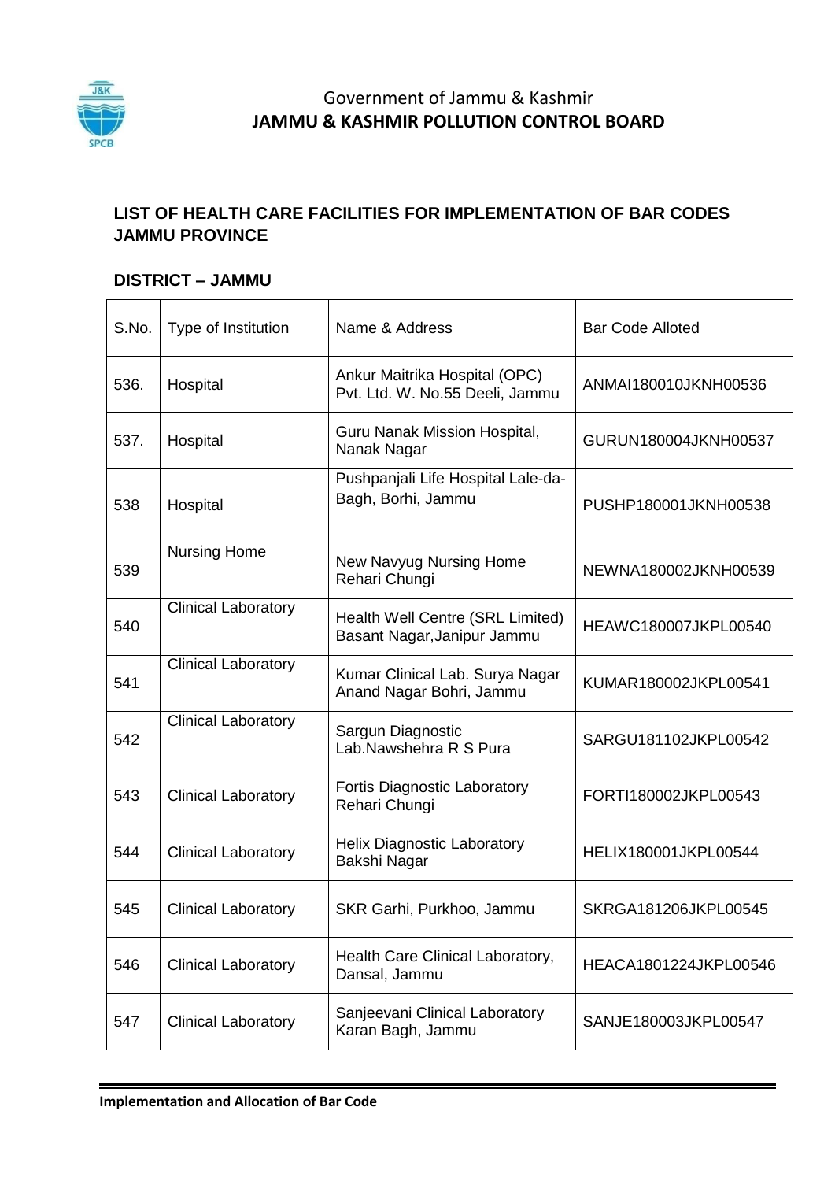Government of Jammu & Kashmir

**JAMMU & KASHMIR POLLUTION CONTROL BOARD**

## LIST OF HEALTH CARE FACILITIES FOR IMPLEMENTATION OF BAR CODES JAMMU PROVINCE

### DISTRICT – JAMMU

| S.No. | Type of Institution | Name & Address | Bar Code Alloted |
|---|---|---|---|
| 536. | Hospital | Ankur Maitrika Hospital (OPC) Pvt. Ltd. W. No.55 Deeli, Jammu | ANMAI180010JKNH00536 |
| 537. | Hospital | Guru Nanak Mission Hospital, Nanak Nagar | GURUN180004JKNH00537 |
| 538 | Hospital | Pushpanjali Life Hospital Lale-da-Bagh, Borhi, Jammu | PUSHP180001JKNH00538 |
| 539 | Nursing Home | New Navyug Nursing Home Rehari Chungi | NEWNA180002JKNH00539 |
| 540 | Clinical Laboratory | Health Well Centre (SRL Limited) Basant Nagar,Janipur Jammu | HEAWC180007JKPL00540 |
| 541 | Clinical Laboratory | Kumar Clinical Lab. Surya Nagar Anand Nagar Bohri, Jammu | KUMAR180002JKPL00541 |
| 542 | Clinical Laboratory | Sargun Diagnostic Lab.Nawshehra R S Pura | SARGU181102JKPL00542 |
| 543 | Clinical Laboratory | Fortis Diagnostic Laboratory Rehari Chungi | FORTI180002JKPL00543 |
| 544 | Clinical Laboratory | Helix Diagnostic Laboratory Bakshi Nagar | HELIX180001JKPL00544 |
| 545 | Clinical Laboratory | SKR Garhi, Purkhoo, Jammu | SKRGA181206JKPL00545 |
| 546 | Clinical Laboratory | Health Care Clinical Laboratory, Dansal, Jammu | HEACA1801224JKPL00546 |
| 547 | Clinical Laboratory | Sanjeevani Clinical Laboratory Karan Bagh, Jammu | SANJE180003JKPL00547 |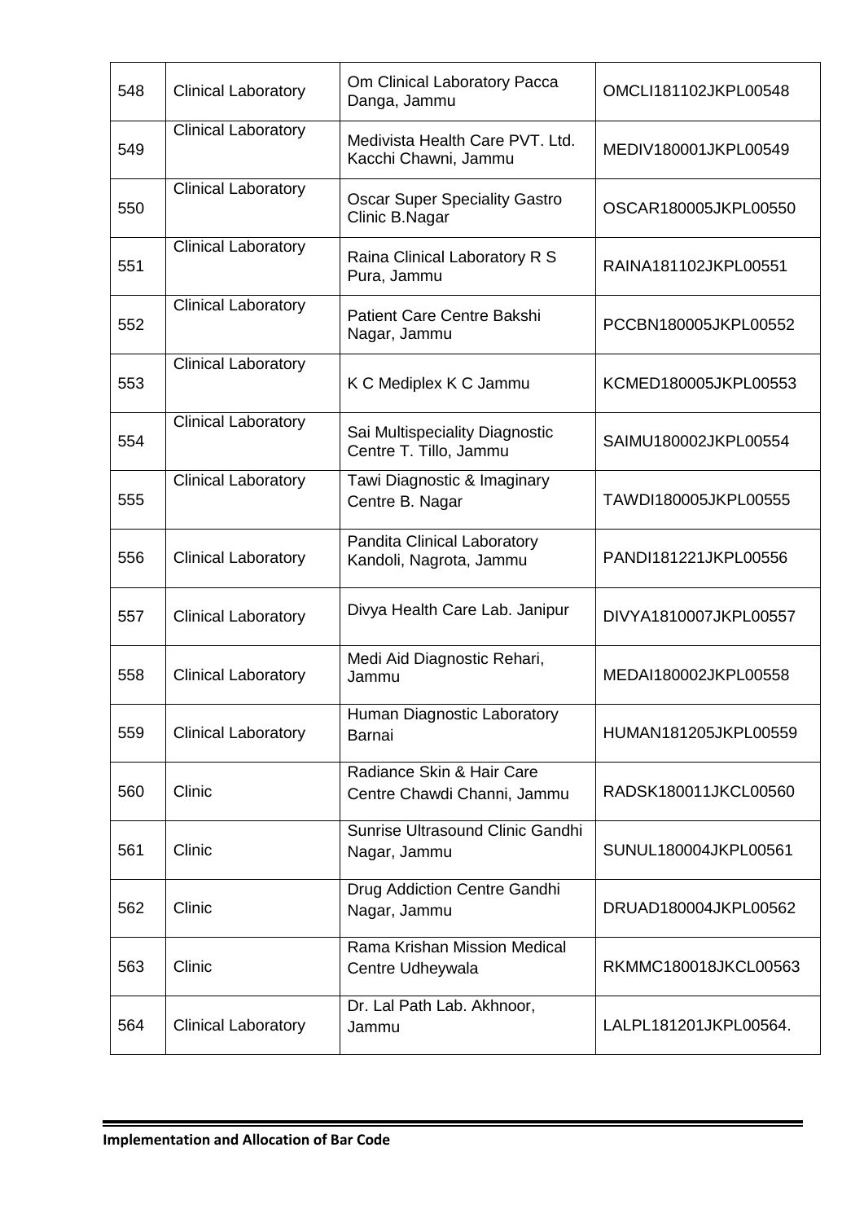| 548 | Clinical Laboratory | Om Clinical Laboratory Pacca Danga, Jammu | OMCLI181102JKPL00548 |
|---|---|---|---|
| 549 | Clinical Laboratory | Medivista Health Care PVT. Ltd. Kacchi Chawni, Jammu | MEDIV180001JKPL00549 |
| 550 | Clinical Laboratory | Oscar Super Speciality Gastro Clinic B.Nagar | OSCAR180005JKPL00550 |
| 551 | Clinical Laboratory | Raina Clinical Laboratory R S Pura, Jammu | RAINA181102JKPL00551 |
| 552 | Clinical Laboratory | Patient Care Centre Bakshi Nagar, Jammu | PCCBN180005JKPL00552 |
| 553 | Clinical Laboratory | K C Mediplex K C Jammu | KCMED180005JKPL00553 |
| 554 | Clinical Laboratory | Sai Multispeciality Diagnostic Centre T. Tillo, Jammu | SAIMU180002JKPL00554 |
| 555 | Clinical Laboratory | Tawi Diagnostic & Imaginary Centre B. Nagar | TAWDI180005JKPL00555 |
| 556 | Clinical Laboratory | Pandita Clinical Laboratory Kandoli, Nagrota, Jammu | PANDI181221JKPL00556 |
| 557 | Clinical Laboratory | Divya Health Care Lab. Janipur | DIVYA1810007JKPL00557 |
| 558 | Clinical Laboratory | Medi Aid Diagnostic Rehari, Jammu | MEDAI180002JKPL00558 |
| 559 | Clinical Laboratory | Human Diagnostic Laboratory Barnai | HUMAN181205JKPL00559 |
| 560 | Clinic | Radiance Skin & Hair Care Centre Chawdi Channi, Jammu | RADSK180011JKCL00560 |
| 561 | Clinic | Sunrise Ultrasound Clinic Gandhi Nagar, Jammu | SUNUL180004JKPL00561 |
| 562 | Clinic | Drug Addiction Centre Gandhi Nagar, Jammu | DRUAD180004JKPL00562 |
| 563 | Clinic | Rama Krishan Mission Medical Centre Udheywala | RKMMC180018JKCL00563 |
| 564 | Clinical Laboratory | Dr. Lal Path Lab. Akhnoor, Jammu | LALPL181201JKPL00564. |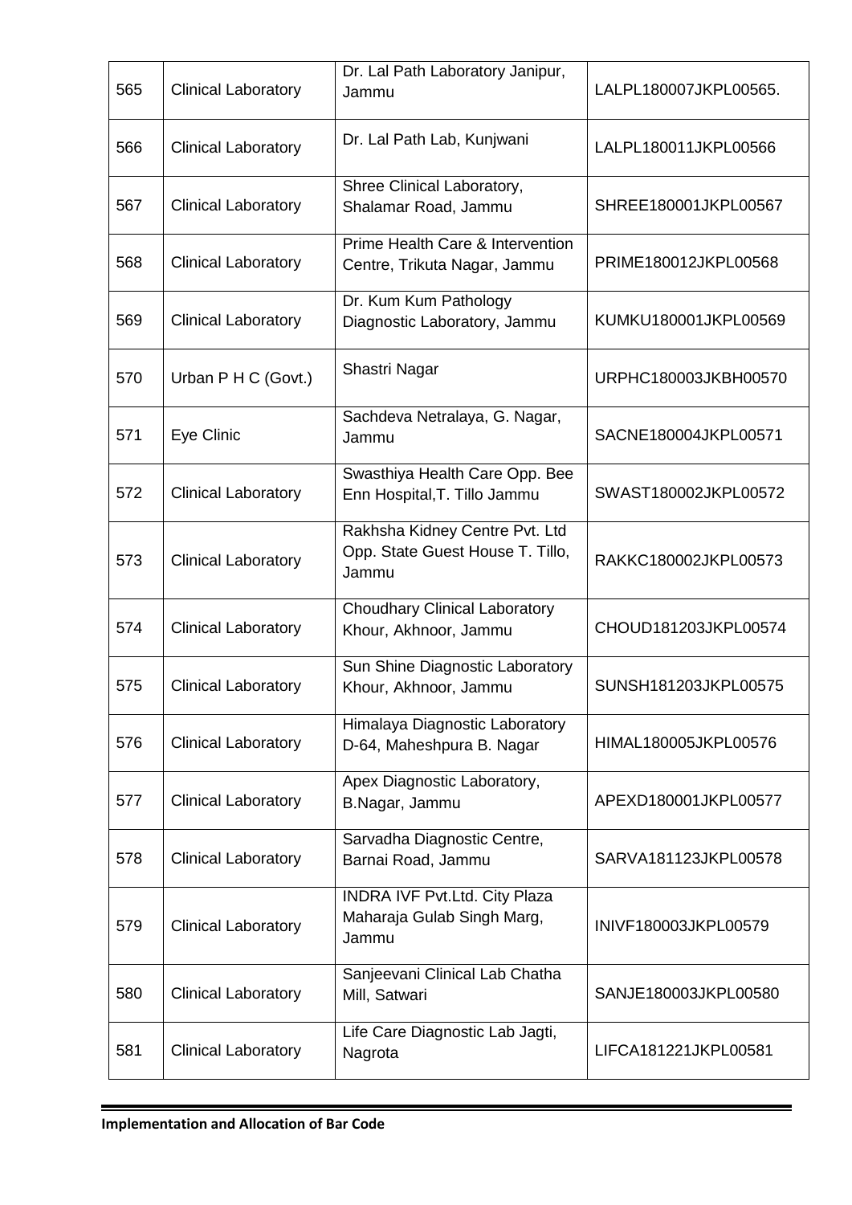| 565 | Clinical Laboratory | Dr. Lal Path Laboratory Janipur, Jammu | LALPL180007JKPL00565. |
|---|---|---|---|
| 566 | Clinical Laboratory | Dr. Lal Path Lab, Kunjwani | LALPL180011JKPL00566 |
| 567 | Clinical Laboratory | Shree Clinical Laboratory, Shalamar Road, Jammu | SHREE180001JKPL00567 |
| 568 | Clinical Laboratory | Prime Health Care & Intervention Centre, Trikuta Nagar, Jammu | PRIME180012JKPL00568 |
| 569 | Clinical Laboratory | Dr. Kum Kum Pathology Diagnostic Laboratory, Jammu | KUMKU180001JKPL00569 |
| 570 | Urban P H C (Govt.) | Shastri Nagar | URPHC180003JKBH00570 |
| 571 | Eye Clinic | Sachdeva Netralaya, G. Nagar, Jammu | SACNE180004JKPL00571 |
| 572 | Clinical Laboratory | Swasthiya Health Care Opp. Bee Enn Hospital,T. Tillo Jammu | SWAST180002JKPL00572 |
| 573 | Clinical Laboratory | Rakhsha Kidney Centre Pvt. Ltd Opp. State Guest House T. Tillo, Jammu | RAKKC180002JKPL00573 |
| 574 | Clinical Laboratory | Choudhary Clinical Laboratory Khour, Akhnoor, Jammu | CHOUD181203JKPL00574 |
| 575 | Clinical Laboratory | Sun Shine Diagnostic Laboratory Khour, Akhnoor, Jammu | SUNSH181203JKPL00575 |
| 576 | Clinical Laboratory | Himalaya Diagnostic Laboratory D-64, Maheshpura B. Nagar | HIMAL180005JKPL00576 |
| 577 | Clinical Laboratory | Apex Diagnostic Laboratory, B.Nagar, Jammu | APEXD180001JKPL00577 |
| 578 | Clinical Laboratory | Sarvadha Diagnostic Centre, Barnai Road, Jammu | SARVA181123JKPL00578 |
| 579 | Clinical Laboratory | INDRA IVF Pvt.Ltd. City Plaza Maharaja Gulab Singh Marg, Jammu | INIVF180003JKPL00579 |
| 580 | Clinical Laboratory | Sanjeevani Clinical Lab Chatha Mill, Satwari | SANJE180003JKPL00580 |
| 581 | Clinical Laboratory | Life Care Diagnostic Lab Jagti, Nagrota | LIFCA181221JKPL00581 |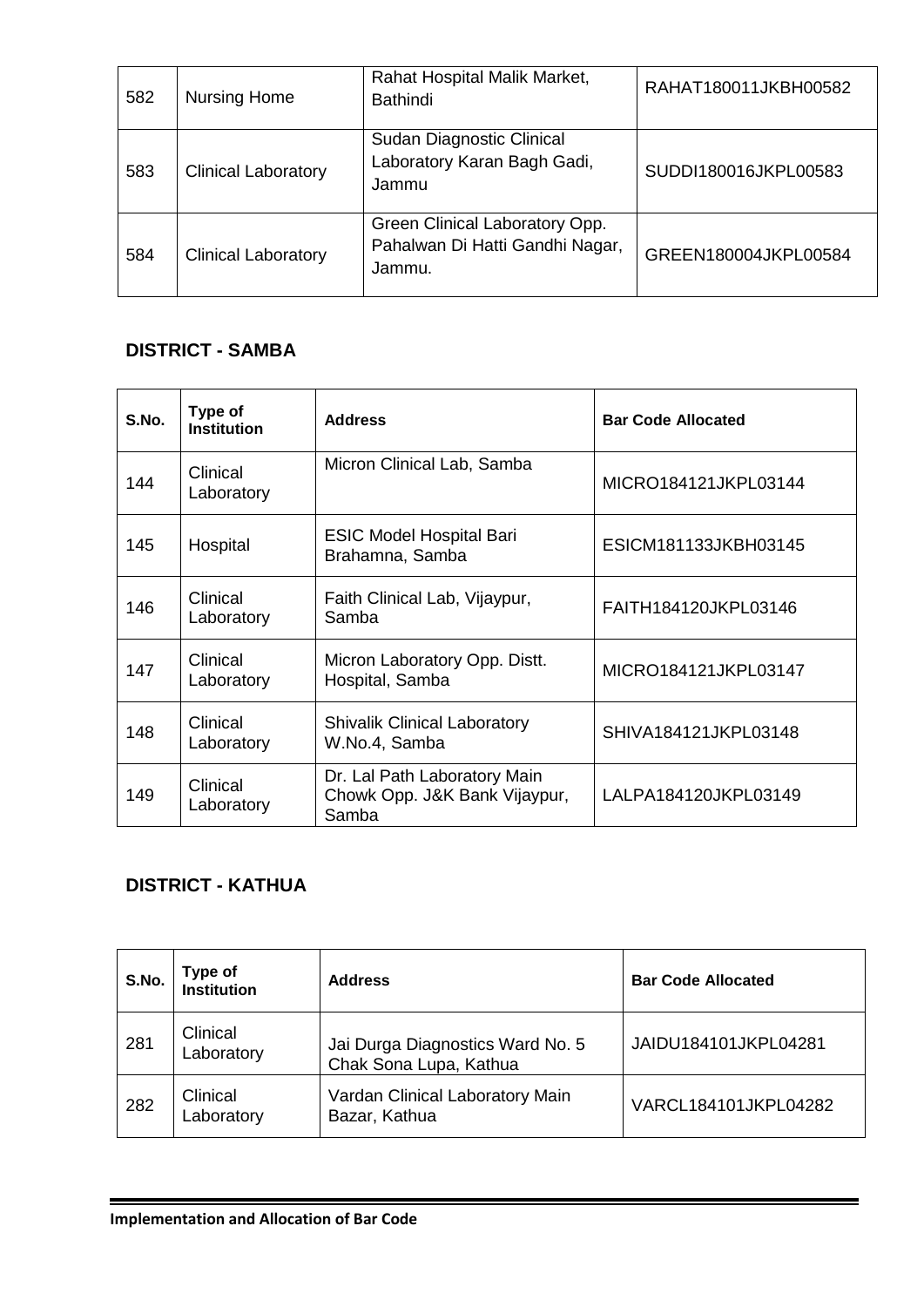| | | | |
|---|---|---|---|
| 582 | Nursing Home | Rahat Hospital Malik Market, Bathindi | RAHAT180011JKBH00582 |
| 583 | Clinical Laboratory | Sudan Diagnostic Clinical Laboratory Karan Bagh Gadi, Jammu | SUDDI180016JKPL00583 |
| 584 | Clinical Laboratory | Green Clinical Laboratory Opp. Pahalwan Di Hatti Gandhi Nagar, Jammu. | GREEN180004JKPL00584 |

## DISTRICT - SAMBA

| S.No. | Type of Institution | Address | Bar Code Allocated |
|---|---|---|---|
| 144 | Clinical Laboratory | Micron Clinical Lab, Samba | MICRO184121JKPL03144 |
| 145 | Hospital | ESIC Model Hospital Bari Brahamna, Samba | ESICM181133JKBH03145 |
| 146 | Clinical Laboratory | Faith Clinical Lab, Vijaypur, Samba | FAITH184120JKPL03146 |
| 147 | Clinical Laboratory | Micron Laboratory Opp. Distt. Hospital, Samba | MICRO184121JKPL03147 |
| 148 | Clinical Laboratory | Shivalik Clinical Laboratory W.No.4, Samba | SHIVA184121JKPL03148 |
| 149 | Clinical Laboratory | Dr. Lal Path Laboratory Main Chowk Opp. J&K Bank Vijaypur, Samba | LALPA184120JKPL03149 |

## DISTRICT - KATHUA

| S.No. | Type of Institution | Address | Bar Code Allocated |
|---|---|---|---|
| 281 | Clinical Laboratory | Jai Durga Diagnostics Ward No. 5 Chak Sona Lupa, Kathua | JAIDU184101JKPL04281 |
| 282 | Clinical Laboratory | Vardan Clinical Laboratory Main Bazar, Kathua | VARCL184101JKPL04282 |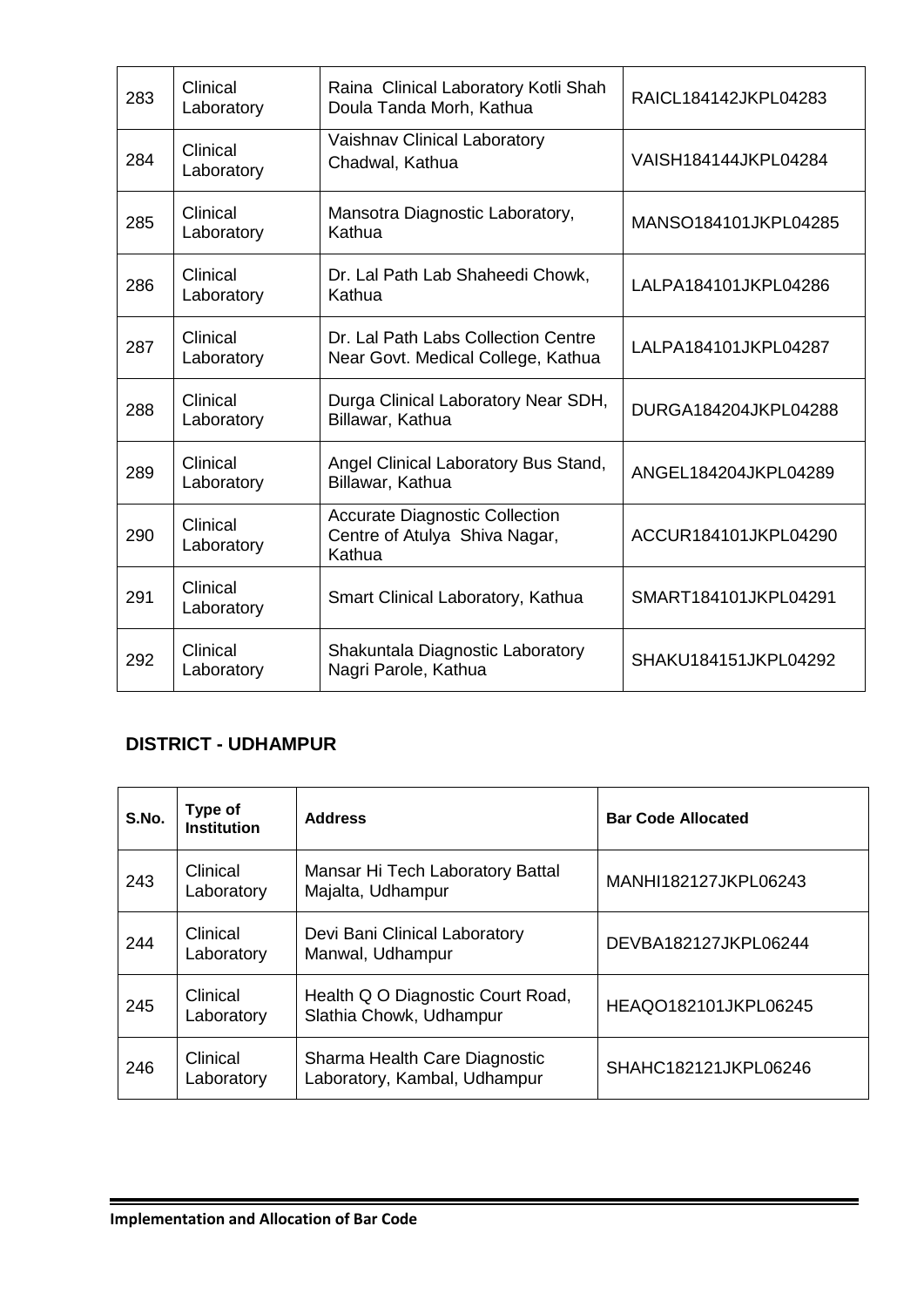| 283 | Clinical Laboratory | Raina Clinical Laboratory Kotli Shah Doula Tanda Morh, Kathua | RAICL184142JKPL04283 |
|---|---|---|---|
| 284 | Clinical Laboratory | Vaishnav Clinical Laboratory Chadwal, Kathua | VAISH184144JKPL04284 |
| 285 | Clinical Laboratory | Mansotra Diagnostic Laboratory, Kathua | MANSO184101JKPL04285 |
| 286 | Clinical Laboratory | Dr. Lal Path Lab Shaheedi Chowk, Kathua | LALPA184101JKPL04286 |
| 287 | Clinical Laboratory | Dr. Lal Path Labs Collection Centre Near Govt. Medical College, Kathua | LALPA184101JKPL04287 |
| 288 | Clinical Laboratory | Durga Clinical Laboratory Near SDH, Billawar, Kathua | DURGA184204JKPL04288 |
| 289 | Clinical Laboratory | Angel Clinical Laboratory Bus Stand, Billawar, Kathua | ANGEL184204JKPL04289 |
| 290 | Clinical Laboratory | Accurate Diagnostic Collection Centre of Atulya Shiva Nagar, Kathua | ACCUR184101JKPL04290 |
| 291 | Clinical Laboratory | Smart Clinical Laboratory, Kathua | SMART184101JKPL04291 |
| 292 | Clinical Laboratory | Shakuntala Diagnostic Laboratory Nagri Parole, Kathua | SHAKU184151JKPL04292 |

### DISTRICT - UDHAMPUR

| S.No. | Type of Institution | Address | Bar Code Allocated |
|---|---|---|---|
| 243 | Clinical Laboratory | Mansar Hi Tech Laboratory Battal Majalta, Udhampur | MANHI182127JKPL06243 |
| 244 | Clinical Laboratory | Devi Bani Clinical Laboratory Manwal, Udhampur | DEVBA182127JKPL06244 |
| 245 | Clinical Laboratory | Health Q O Diagnostic Court Road, Slathia Chowk, Udhampur | HEAQO182101JKPL06245 |
| 246 | Clinical Laboratory | Sharma Health Care Diagnostic Laboratory, Kambal, Udhampur | SHAHC182121JKPL06246 |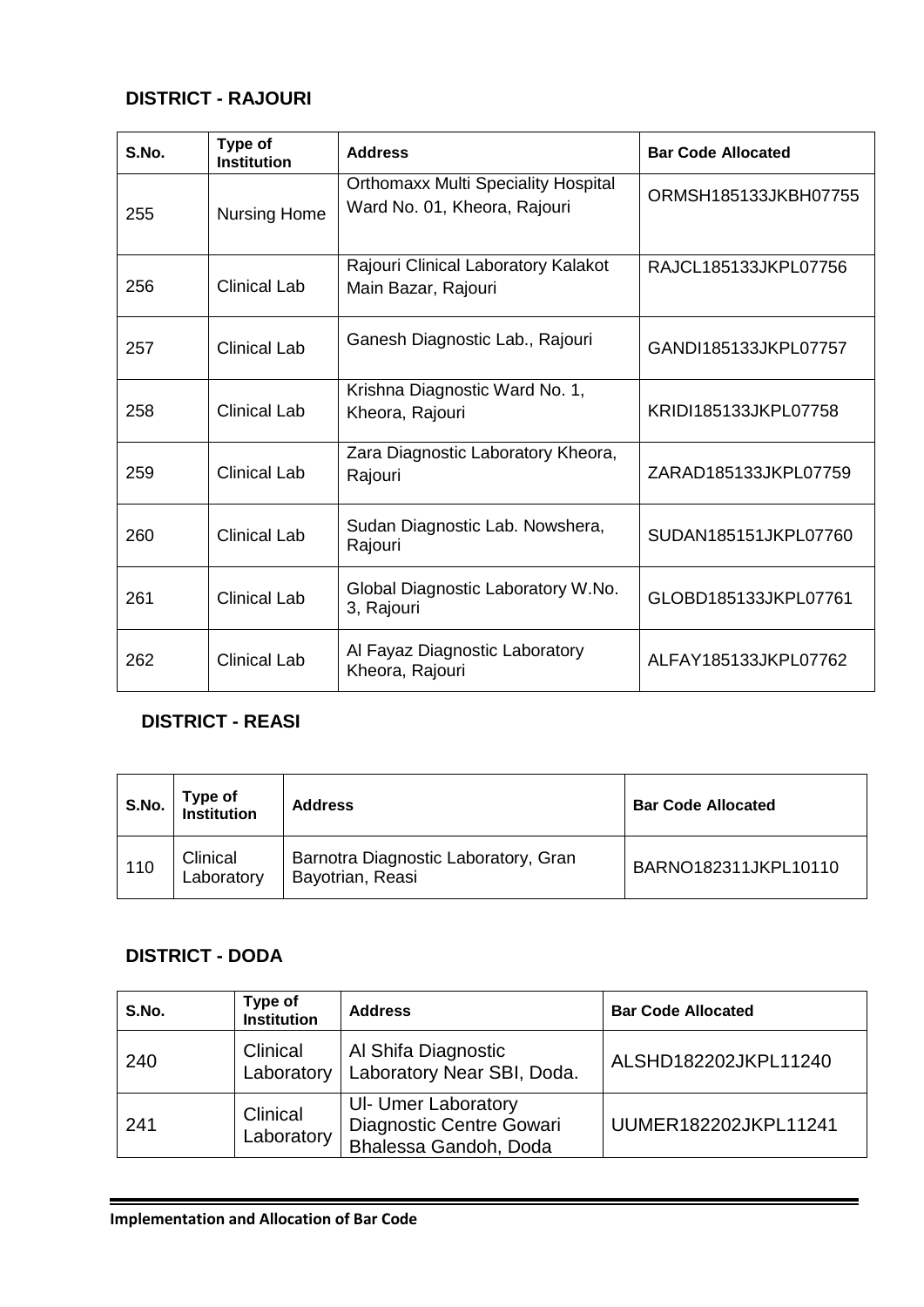## DISTRICT - RAJOURI

| S.No. | Type of Institution | Address | Bar Code Allocated |
|---|---|---|---|
| 255 | Nursing Home | Orthomaxx Multi Speciality Hospital Ward No. 01, Kheora, Rajouri | ORMSH185133JKBH07755 |
| 256 | Clinical Lab | Rajouri Clinical Laboratory Kalakot Main Bazar, Rajouri | RAJCL185133JKPL07756 |
| 257 | Clinical Lab | Ganesh Diagnostic Lab., Rajouri | GANDI185133JKPL07757 |
| 258 | Clinical Lab | Krishna Diagnostic Ward No. 1, Kheora, Rajouri | KRIDI185133JKPL07758 |
| 259 | Clinical Lab | Zara Diagnostic Laboratory Kheora, Rajouri | ZARAD185133JKPL07759 |
| 260 | Clinical Lab | Sudan Diagnostic Lab. Nowshera, Rajouri | SUDAN185151JKPL07760 |
| 261 | Clinical Lab | Global Diagnostic Laboratory W.No. 3, Rajouri | GLOBD185133JKPL07761 |
| 262 | Clinical Lab | Al Fayaz Diagnostic Laboratory Kheora, Rajouri | ALFAY185133JKPL07762 |

## DISTRICT - REASI

| S.No. | Type of Institution | Address | Bar Code Allocated |
|---|---|---|---|
| 110 | Clinical Laboratory | Barnotra Diagnostic Laboratory, Gran Bayotrian, Reasi | BARNO182311JKPL10110 |

## DISTRICT - DODA

| S.No. | Type of Institution | Address | Bar Code Allocated |
|---|---|---|---|
| 240 | Clinical Laboratory | Al Shifa Diagnostic Laboratory Near SBI, Doda. | ALSHD182202JKPL11240 |
| 241 | Clinical Laboratory | Ul- Umer Laboratory Diagnostic Centre Gowari Bhalessa Gandoh, Doda | UUMER182202JKPL11241 |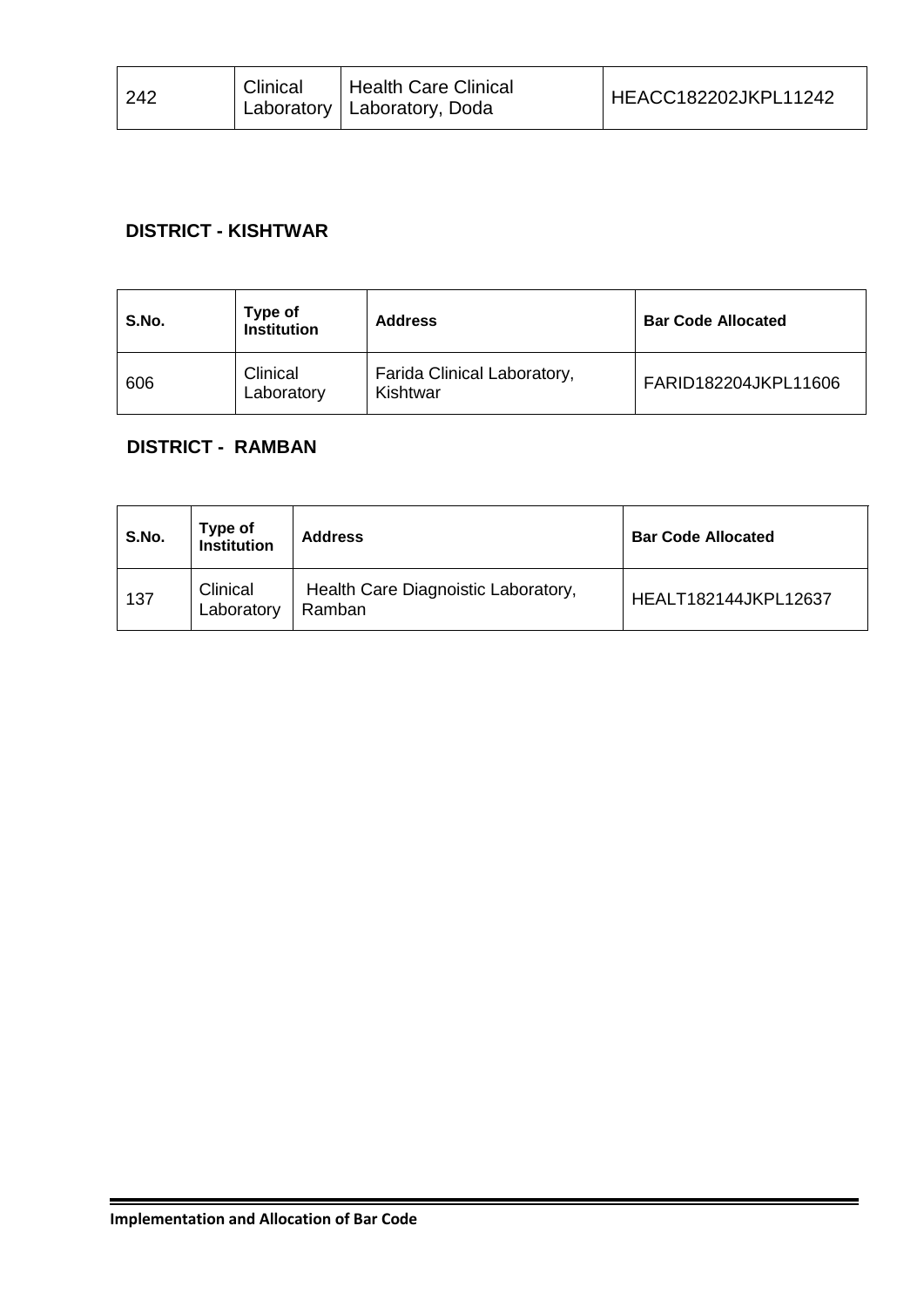| | | | |
|---|---|---|---|
| 242 | Clinical Laboratory | Health Care Clinical Laboratory, Doda | HEACC182202JKPL11242 |

**DISTRICT - KISHTWAR**

| S.No. | Type of Institution | Address | Bar Code Allocated |
|---|---|---|---|
| 606 | Clinical Laboratory | Farida Clinical Laboratory, Kishtwar | FARID182204JKPL11606 |

**DISTRICT - RAMBAN**

| S.No. | Type of Institution | Address | Bar Code Allocated |
|---|---|---|---|
| 137 | Clinical Laboratory | Health Care Diagnoistic Laboratory, Ramban | HEALT182144JKPL12637 |